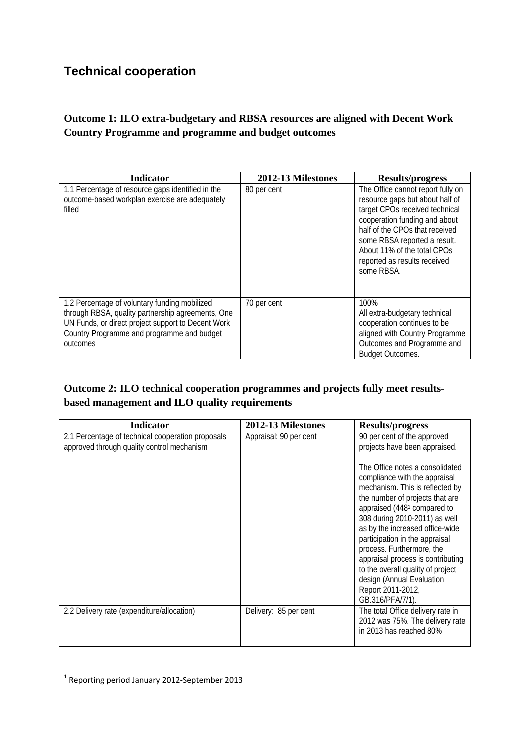# Technical cooperation

## Outcome 1: ILO extra-budgetary and RBSA resources are aligned with Decent Work Country Programme and programme and budget outcomes

| Indicator | 2012-13 Milestones | Results/progress |
|---|---|---|
| 1.1 Percentage of resource gaps identified in the outcome-based workplan exercise are adequately filled | 80 per cent | The Office cannot report fully on resource gaps but about half of target CPOs received technical cooperation funding and about half of the CPOs that received some RBSA reported a result. About 11% of the total CPOs reported as results received some RBSA. |
| 1.2 Percentage of voluntary funding mobilized through RBSA, quality partnership agreements, One UN Funds, or direct project support to Decent Work Country Programme and programme and budget outcomes | 70 per cent | 100%<br>All extra-budgetary technical cooperation continues to be aligned with Country Programme Outcomes and Programme and Budget Outcomes. |

## Outcome 2: ILO technical cooperation programmes and projects fully meet results-based management and ILO quality requirements

| Indicator | 2012-13 Milestones | Results/progress |
|---|---|---|
| 2.1 Percentage of technical cooperation proposals approved through quality control mechanism | Appraisal: 90 per cent | 90 per cent of the approved projects have been appraised.<br><br>The Office notes a consolidated compliance with the appraisal mechanism. This is reflected by the number of projects that are appraised (448[1] compared to 308 during 2010-2011) as well as by the increased office-wide participation in the appraisal process. Furthermore, the appraisal process is contributing to the overall quality of project design (Annual Evaluation Report 2011-2012, GB.316/PFA/7/1). |
| 2.2 Delivery rate (expenditure/allocation) | Delivery: 85 per cent | The total Office delivery rate in 2012 was 75%. The delivery rate in 2013 has reached 80% |

[1] Reporting period January 2012-September 2013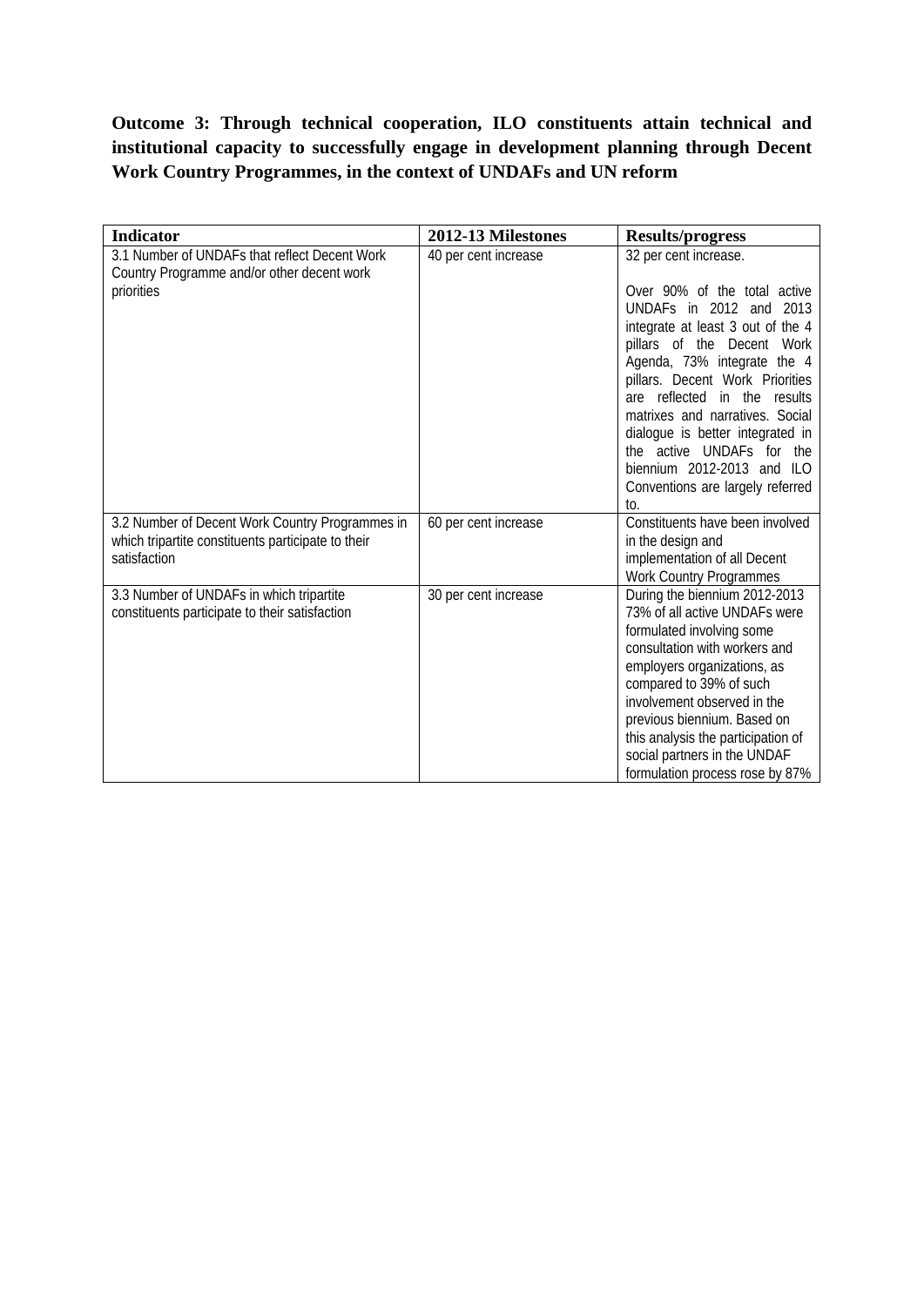**Outcome 3: Through technical cooperation, ILO constituents attain technical and institutional capacity to successfully engage in development planning through Decent Work Country Programmes, in the context of UNDAFs and UN reform**

| Indicator | 2012-13 Milestones | Results/progress |
|---|---|---|
| 3.1 Number of UNDAFs that reflect Decent Work Country Programme and/or other decent work priorities | 40 per cent increase | 32 per cent increase.<br><br>Over 90% of the total active UNDAFs in 2012 and 2013 integrate at least 3 out of the 4 pillars of the Decent Work Agenda, 73% integrate the 4 pillars. Decent Work Priorities are reflected in the results matrixes and narratives. Social dialogue is better integrated in the active UNDAFs for the biennium 2012-2013 and ILO Conventions are largely referred to. |
| 3.2 Number of Decent Work Country Programmes in which tripartite constituents participate to their satisfaction | 60 per cent increase | Constituents have been involved in the design and implementation of all Decent Work Country Programmes |
| 3.3 Number of UNDAFs in which tripartite constituents participate to their satisfaction | 30 per cent increase | During the biennium 2012-2013 73% of all active UNDAFs were formulated involving some consultation with workers and employers organizations, as compared to 39% of such involvement observed in the previous biennium. Based on this analysis the participation of social partners in the UNDAF formulation process rose by 87% |